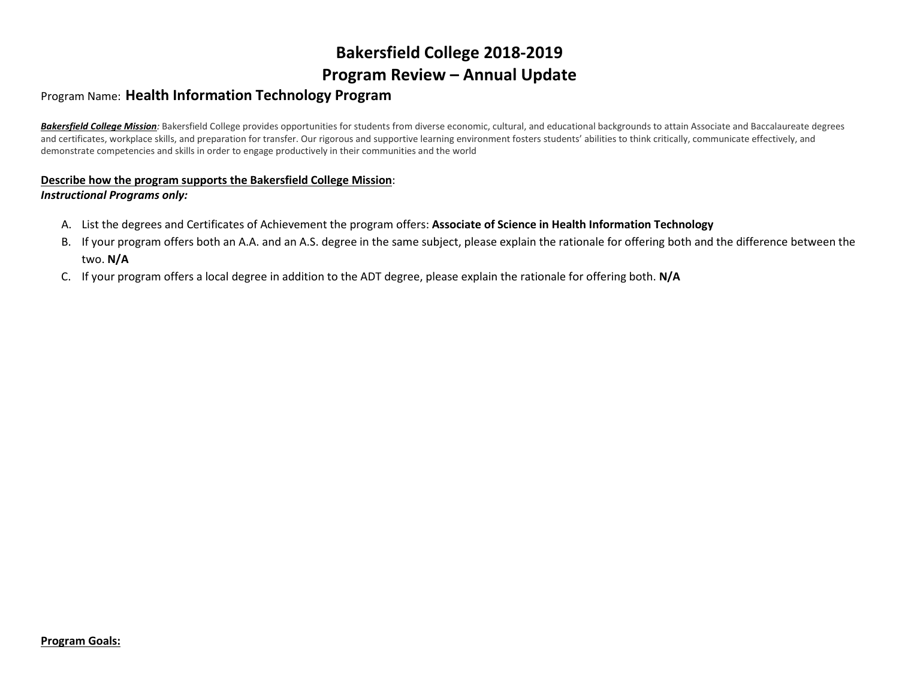# Bakersfield College 2018-2019
# Program Review – Annual Update

Program Name: **Health Information Technology Program**

***Bakersfield College Mission**:* Bakersfield College provides opportunities for students from diverse economic, cultural, and educational backgrounds to attain Associate and Baccalaureate degrees and certificates, workplace skills, and preparation for transfer. Our rigorous and supportive learning environment fosters students' abilities to think critically, communicate effectively, and demonstrate competencies and skills in order to engage productively in their communities and the world

**Describe how the program supports the Bakersfield College Mission**:
***Instructional Programs only:***

A. List the degrees and Certificates of Achievement the program offers: **Associate of Science in Health Information Technology**
B. If your program offers both an A.A. and an A.S. degree in the same subject, please explain the rationale for offering both and the difference between the two. **N/A**
C. If your program offers a local degree in addition to the ADT degree, please explain the rationale for offering both. **N/A**

**Program Goals:**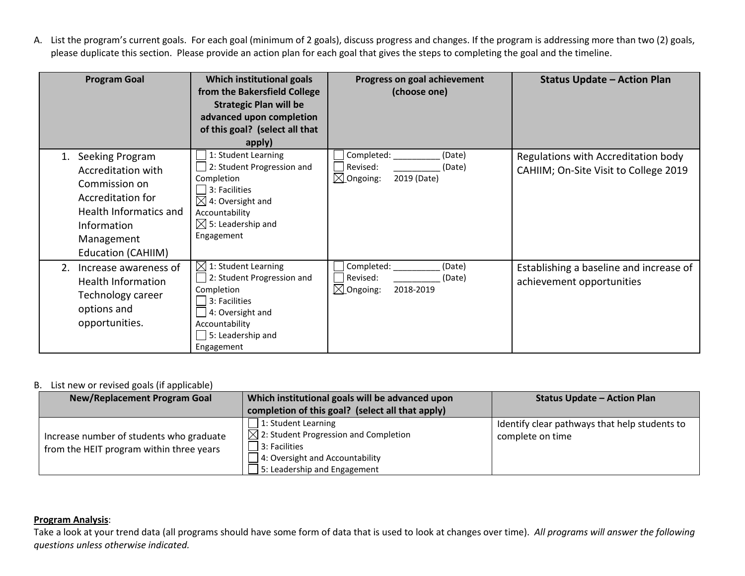A. List the program's current goals. For each goal (minimum of 2 goals), discuss progress and changes. If the program is addressing more than two (2) goals, please duplicate this section. Please provide an action plan for each goal that gives the steps to completing the goal and the timeline.

| Program Goal | Which institutional goals from the Bakersfield College Strategic Plan will be advanced upon completion of this goal? (select all that apply) | Progress on goal achievement (choose one) | Status Update – Action Plan |
|---|---|---|---|
| 1. Seeking Program Accreditation with Commission on Accreditation for Health Informatics and Information Management Education (CAHIIM) | ☐ 1: Student Learning<br>☐ 2: Student Progression and Completion<br>☐ 3: Facilities<br>☒ 4: Oversight and Accountability<br>☒ 5: Leadership and Engagement | ☐ Completed: __________ (Date)<br>☐ Revised: __________ (Date)<br>☒ Ongoing: 2019 (Date) | Regulations with Accreditation body CAHIIM; On-Site Visit to College 2019 |
| 2. Increase awareness of Health Information Technology career options and opportunities. | ☒ 1: Student Learning<br>☐ 2: Student Progression and Completion<br>☐ 3: Facilities<br>☐ 4: Oversight and Accountability<br>☐ 5: Leadership and Engagement | ☐ Completed: __________ (Date)<br>☐ Revised: __________ (Date)<br>☒ Ongoing: 2018-2019 | Establishing a baseline and increase of achievement opportunities |

B. List new or revised goals (if applicable)

| New/Replacement Program Goal | Which institutional goals will be advanced upon completion of this goal? (select all that apply) | Status Update – Action Plan |
|---|---|---|
| Increase number of students who graduate from the HEIT program within three years | ☐ 1: Student Learning<br>☒ 2: Student Progression and Completion<br>☐ 3: Facilities<br>☐ 4: Oversight and Accountability<br>☐ 5: Leadership and Engagement | Identify clear pathways that help students to complete on time |

**Program Analysis**:

Take a look at your trend data (all programs should have some form of data that is used to look at changes over time). *All programs will answer the following questions unless otherwise indicated.*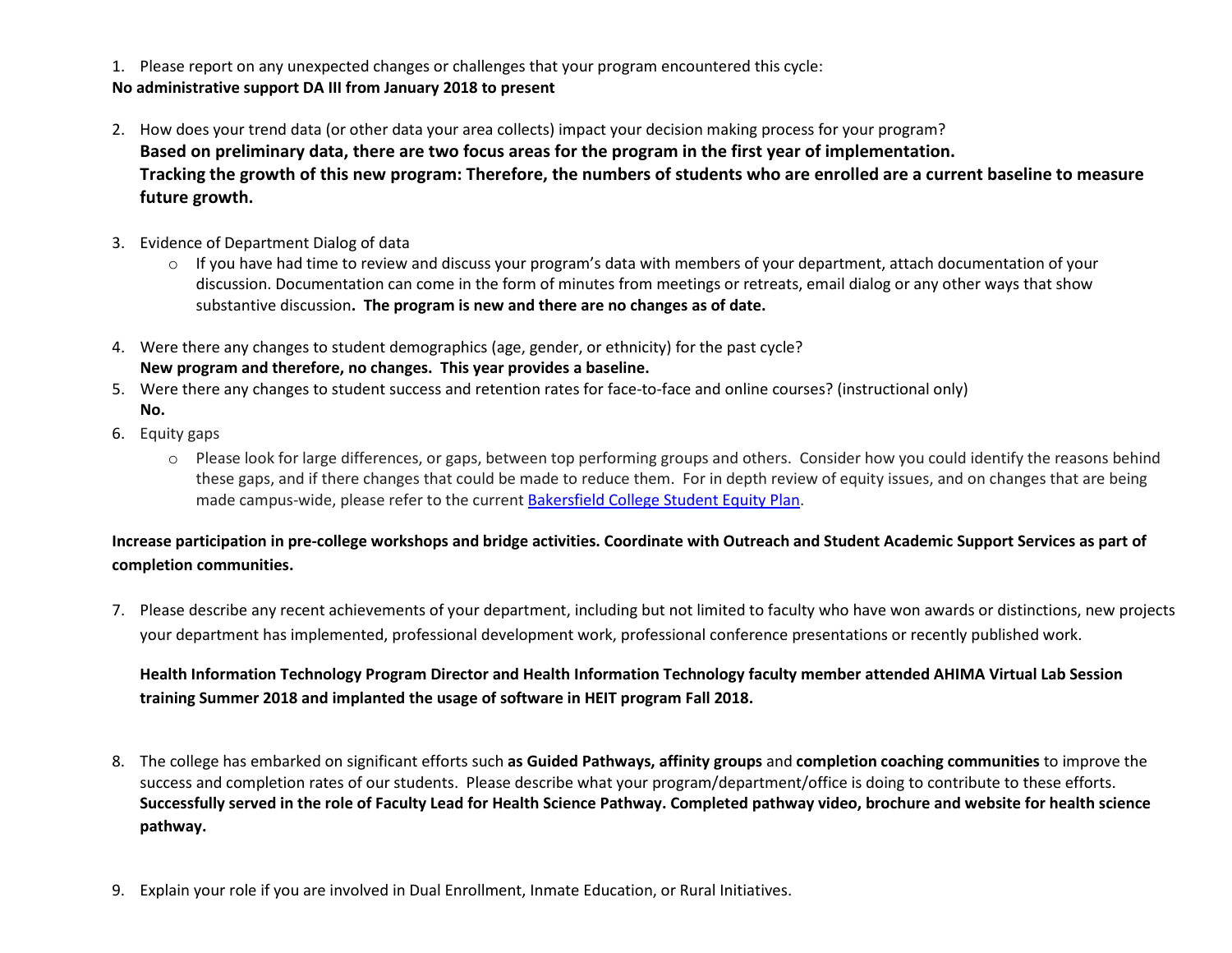1. Please report on any unexpected changes or challenges that your program encountered this cycle:

**No administrative support DA III from January 2018 to present**

2. How does your trend data (or other data your area collects) impact your decision making process for your program?
   **Based on preliminary data, there are two focus areas for the program in the first year of implementation.**
   **Tracking the growth of this new program: Therefore, the numbers of students who are enrolled are a current baseline to measure future growth.**

3. Evidence of Department Dialog of data
   - If you have had time to review and discuss your program's data with members of your department, attach documentation of your discussion. Documentation can come in the form of minutes from meetings or retreats, email dialog or any other ways that show substantive discussion**. The program is new and there are no changes as of date.**

4. Were there any changes to student demographics (age, gender, or ethnicity) for the past cycle?
   **New program and therefore, no changes. This year provides a baseline.**
5. Were there any changes to student success and retention rates for face-to-face and online courses? (instructional only)
   **No.**
6. Equity gaps
   - Please look for large differences, or gaps, between top performing groups and others. Consider how you could identify the reasons behind these gaps, and if there changes that could be made to reduce them. For in depth review of equity issues, and on changes that are being made campus-wide, please refer to the current [Bakersfield College Student Equity Plan](Bakersfield College Student Equity Plan).

**Increase participation in pre-college workshops and bridge activities. Coordinate with Outreach and Student Academic Support Services as part of completion communities.**

7. Please describe any recent achievements of your department, including but not limited to faculty who have won awards or distinctions, new projects your department has implemented, professional development work, professional conference presentations or recently published work.

   **Health Information Technology Program Director and Health Information Technology faculty member attended AHIMA Virtual Lab Session training Summer 2018 and implanted the usage of software in HEIT program Fall 2018.**

8. The college has embarked on significant efforts such **as Guided Pathways, affinity groups** and **completion coaching communities** to improve the success and completion rates of our students. Please describe what your program/department/office is doing to contribute to these efforts.
   **Successfully served in the role of Faculty Lead for Health Science Pathway. Completed pathway video, brochure and website for health science pathway.**

9. Explain your role if you are involved in Dual Enrollment, Inmate Education, or Rural Initiatives.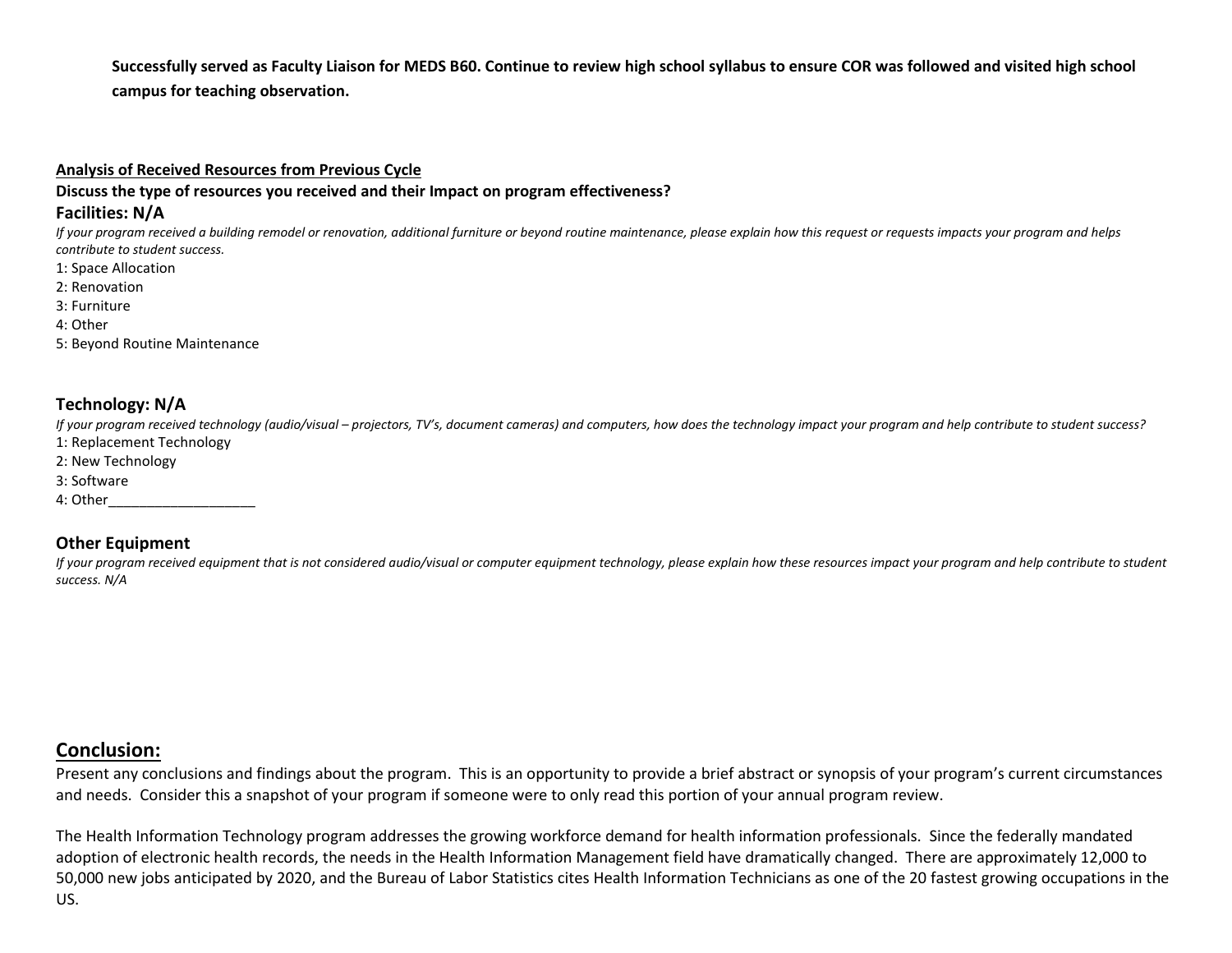**Successfully served as Faculty Liaison for MEDS B60. Continue to review high school syllabus to ensure COR was followed and visited high school campus for teaching observation.**

**Analysis of Received Resources from Previous Cycle**

**Discuss the type of resources you received and their Impact on program effectiveness?**

### Facilities: N/A

*If your program received a building remodel or renovation, additional furniture or beyond routine maintenance, please explain how this request or requests impacts your program and helps contribute to student success.*

1: Space Allocation
2: Renovation
3: Furniture
4: Other
5: Beyond Routine Maintenance

### Technology: N/A

*If your program received technology (audio/visual – projectors, TV's, document cameras) and computers, how does the technology impact your program and help contribute to student success?*

1: Replacement Technology
2: New Technology
3: Software
4: Other___________________

### Other Equipment

*If your program received equipment that is not considered audio/visual or computer equipment technology, please explain how these resources impact your program and help contribute to student success. N/A*

## Conclusion:

Present any conclusions and findings about the program. This is an opportunity to provide a brief abstract or synopsis of your program's current circumstances and needs. Consider this a snapshot of your program if someone were to only read this portion of your annual program review.

The Health Information Technology program addresses the growing workforce demand for health information professionals. Since the federally mandated adoption of electronic health records, the needs in the Health Information Management field have dramatically changed. There are approximately 12,000 to 50,000 new jobs anticipated by 2020, and the Bureau of Labor Statistics cites Health Information Technicians as one of the 20 fastest growing occupations in the US.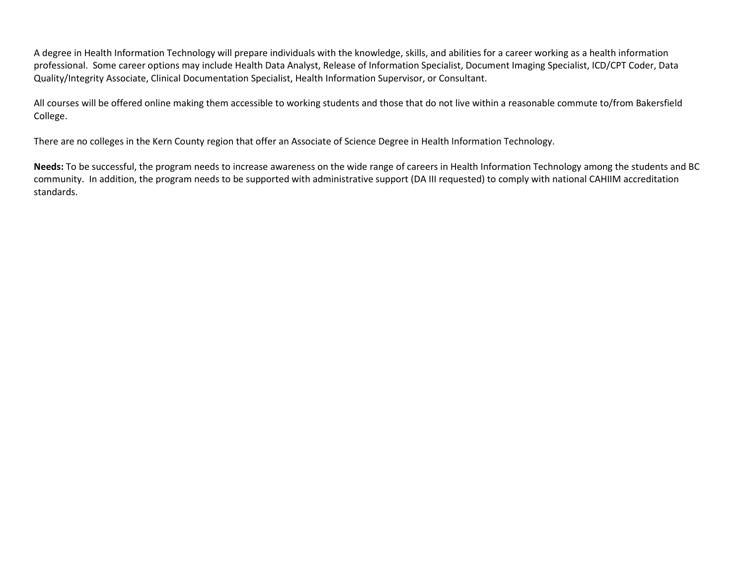A degree in Health Information Technology will prepare individuals with the knowledge, skills, and abilities for a career working as a health information professional. Some career options may include Health Data Analyst, Release of Information Specialist, Document Imaging Specialist, ICD/CPT Coder, Data Quality/Integrity Associate, Clinical Documentation Specialist, Health Information Supervisor, or Consultant.

All courses will be offered online making them accessible to working students and those that do not live within a reasonable commute to/from Bakersfield College.

There are no colleges in the Kern County region that offer an Associate of Science Degree in Health Information Technology.

**Needs:** To be successful, the program needs to increase awareness on the wide range of careers in Health Information Technology among the students and BC community. In addition, the program needs to be supported with administrative support (DA III requested) to comply with national CAHIIM accreditation standards.